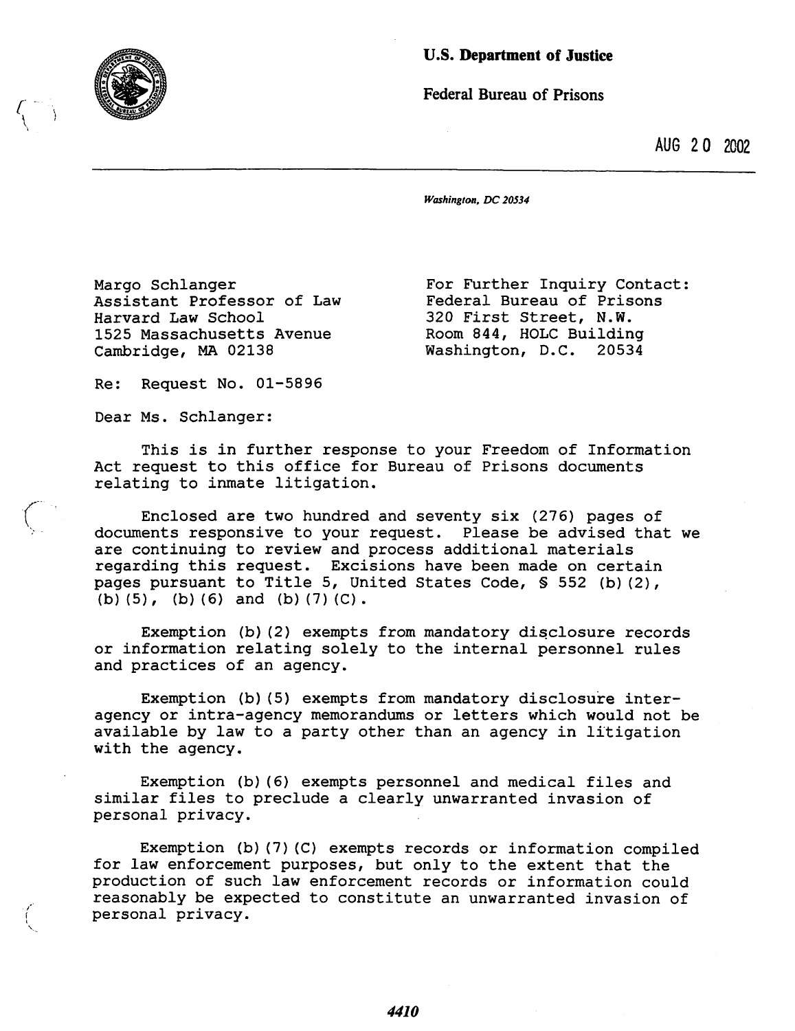**U.S. Department of Justice**

Federal Bureau of Prisons

AUG 20 2002

---

*Washington, DC 20534*

Margo Schlanger
Assistant Professor of Law
Harvard Law School
1525 Massachusetts Avenue
Cambridge, MA 02138

For Further Inquiry Contact:
Federal Bureau of Prisons
320 First Street, N.W.
Room 844, HOLC Building
Washington, D.C. 20534

Re: Request No. 01-5896

Dear Ms. Schlanger:

This is in further response to your Freedom of Information Act request to this office for Bureau of Prisons documents relating to inmate litigation.

Enclosed are two hundred and seventy six (276) pages of documents responsive to your request. Please be advised that we are continuing to review and process additional materials regarding this request. Excisions have been made on certain pages pursuant to Title 5, United States Code, § 552 (b)(2), (b)(5), (b)(6) and (b)(7)(C).

Exemption (b)(2) exempts from mandatory disclosure records or information relating solely to the internal personnel rules and practices of an agency.

Exemption (b)(5) exempts from mandatory disclosure inter-agency or intra-agency memorandums or letters which would not be available by law to a party other than an agency in litigation with the agency.

Exemption (b)(6) exempts personnel and medical files and similar files to preclude a clearly unwarranted invasion of personal privacy.

Exemption (b)(7)(C) exempts records or information compiled for law enforcement purposes, but only to the extent that the production of such law enforcement records or information could reasonably be expected to constitute an unwarranted invasion of personal privacy.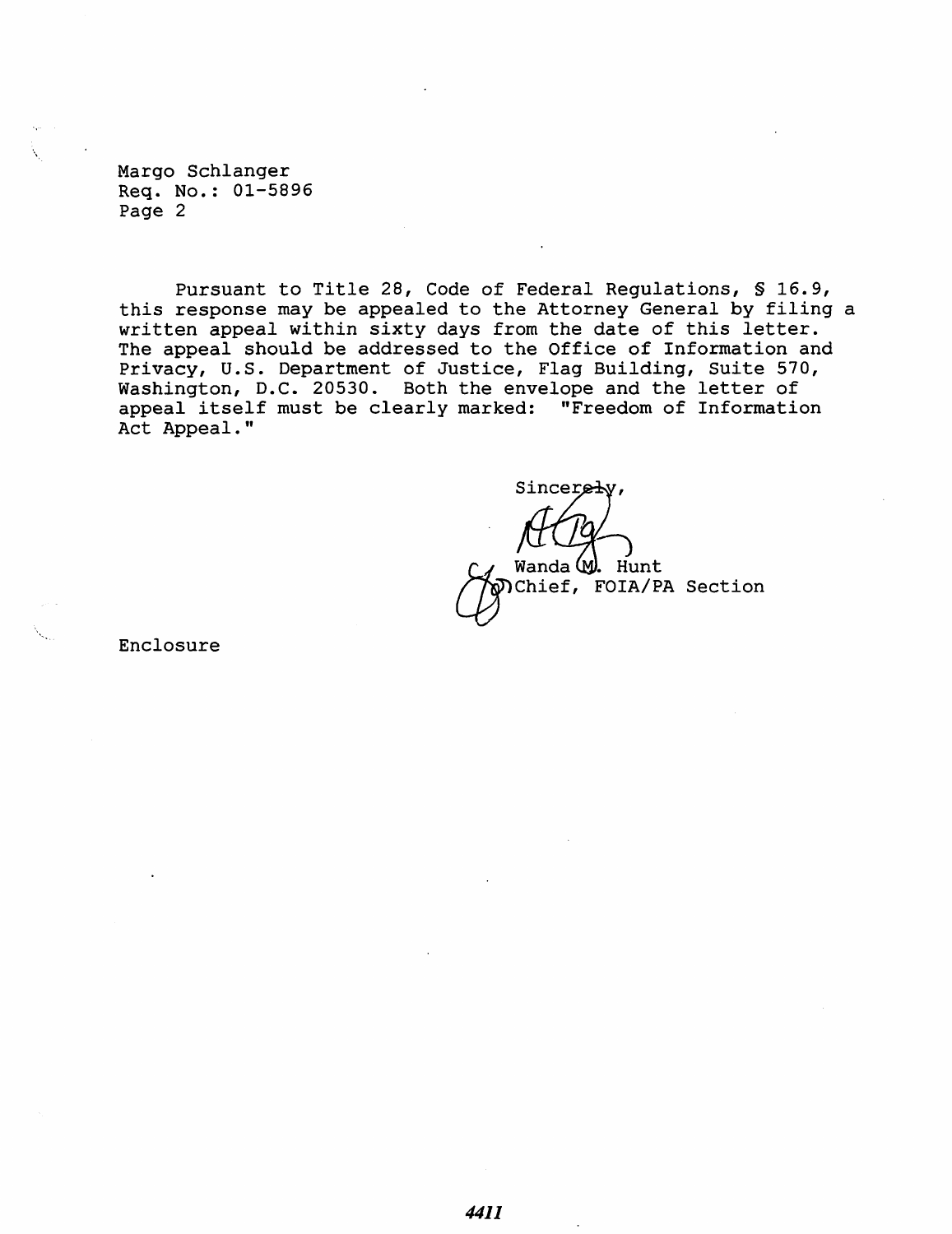Margo Schlanger
Req. No.: 01-5896
Page 2

Pursuant to Title 28, Code of Federal Regulations, § 16.9, this response may be appealed to the Attorney General by filing a written appeal within sixty days from the date of this letter. The appeal should be addressed to the Office of Information and Privacy, U.S. Department of Justice, Flag Building, Suite 570, Washington, D.C. 20530. Both the envelope and the letter of appeal itself must be clearly marked: "Freedom of Information Act Appeal."

Sincerely,

Wanda M. Hunt
Chief, FOIA/PA Section

Enclosure